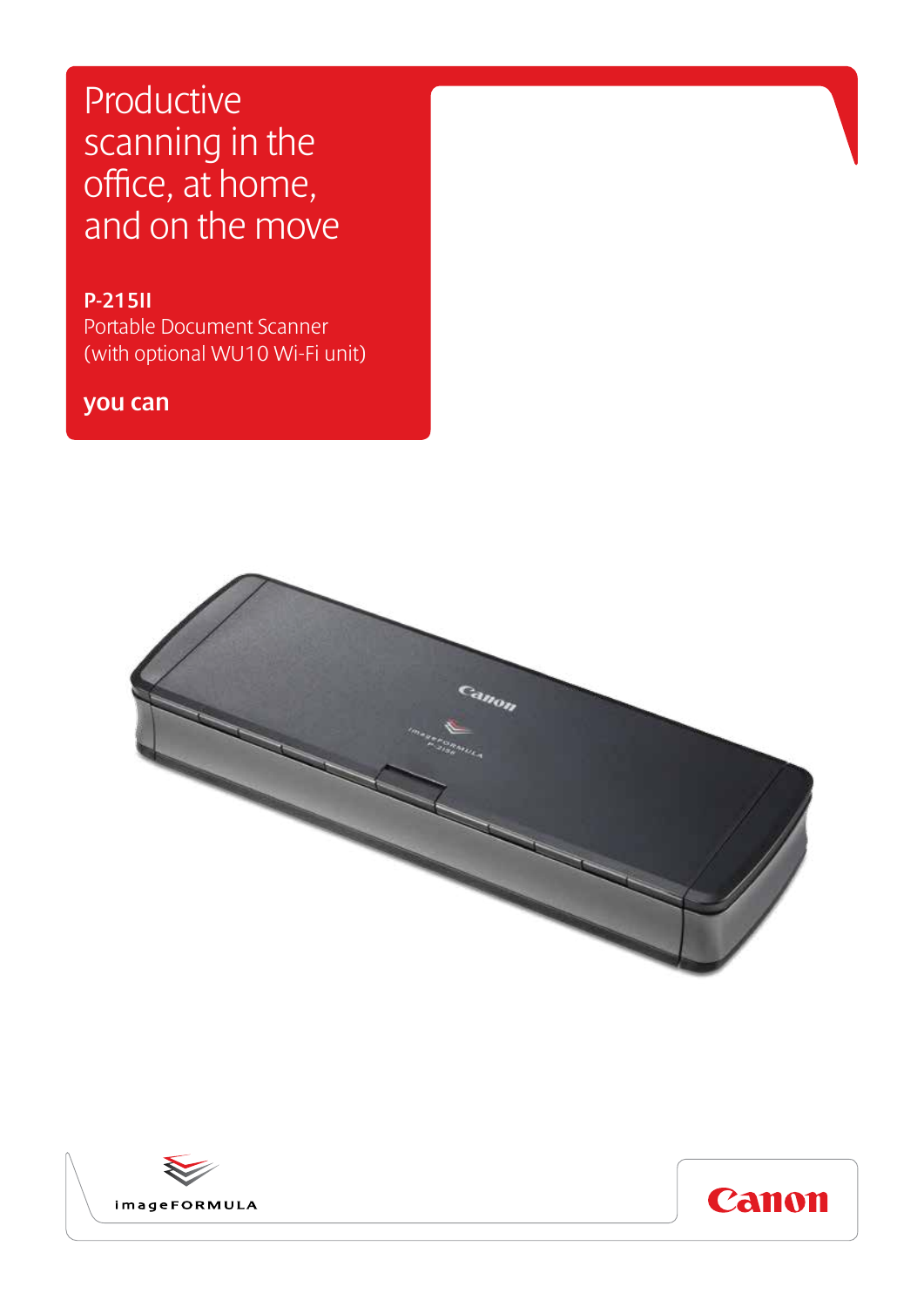# Productive scanning in the office, at home, and on the move

**P-215II**
Portable Document Scanner
(with optional WU10 Wi-Fi unit)

**you can**

imageFORMULA

Canon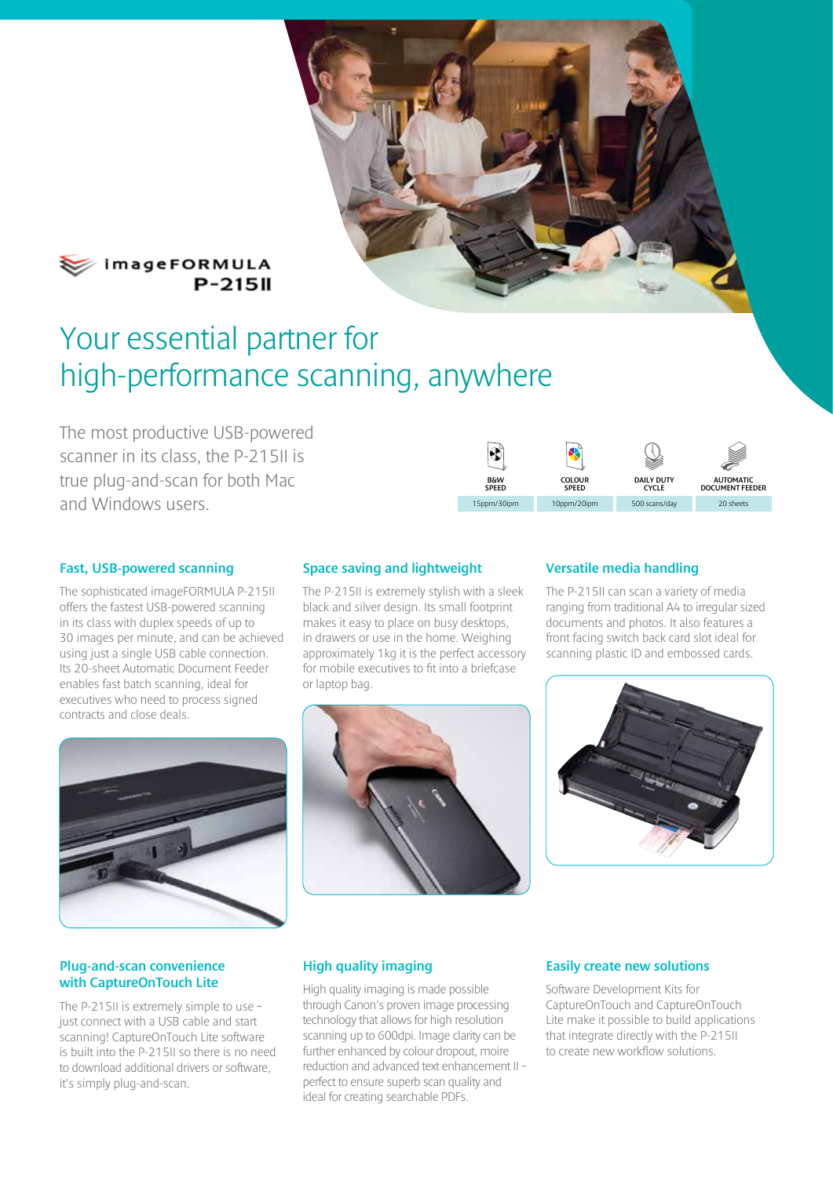imageFORMULA **P-215II**

# Your essential partner for high-performance scanning, anywhere

The most productive USB-powered scanner in its class, the P-215II is true plug-and-scan for both Mac and Windows users.

| B&W SPEED | COLOUR SPEED | DAILY DUTY CYCLE | AUTOMATIC DOCUMENT FEEDER |
|---|---|---|---|
| 15ppm/30ipm | 10ppm/20ipm | 500 scans/day | 20 sheets |

### Fast, USB-powered scanning

The sophisticated imageFORMULA P-215II offers the fastest USB-powered scanning in its class with duplex speeds of up to 30 images per minute, and can be achieved using just a single USB cable connection. Its 20-sheet Automatic Document Feeder enables fast batch scanning, ideal for executives who need to process signed contracts and close deals.

### Space saving and lightweight

The P-215II is extremely stylish with a sleek black and silver design. Its small footprint makes it easy to place on busy desktops, in drawers or use in the home. Weighing approximately 1kg it is the perfect accessory for mobile executives to fit into a briefcase or laptop bag.

### Versatile media handling

The P-215II can scan a variety of media ranging from traditional A4 to irregular sized documents and photos. It also features a front facing switch back card slot ideal for scanning plastic ID and embossed cards.

### Plug-and-scan convenience with CaptureOnTouch Lite

The P-215II is extremely simple to use – just connect with a USB cable and start scanning! CaptureOnTouch Lite software is built into the P-215II so there is no need to download additional drivers or software, it's simply plug-and-scan.

### High quality imaging

High quality imaging is made possible through Canon's proven image processing technology that allows for high resolution scanning up to 600dpi. Image clarity can be further enhanced by colour dropout, moire reduction and advanced text enhancement II – perfect to ensure superb scan quality and ideal for creating searchable PDFs.

### Easily create new solutions

Software Development Kits for CaptureOnTouch and CaptureOnTouch Lite make it possible to build applications that integrate directly with the P-215II to create new workflow solutions.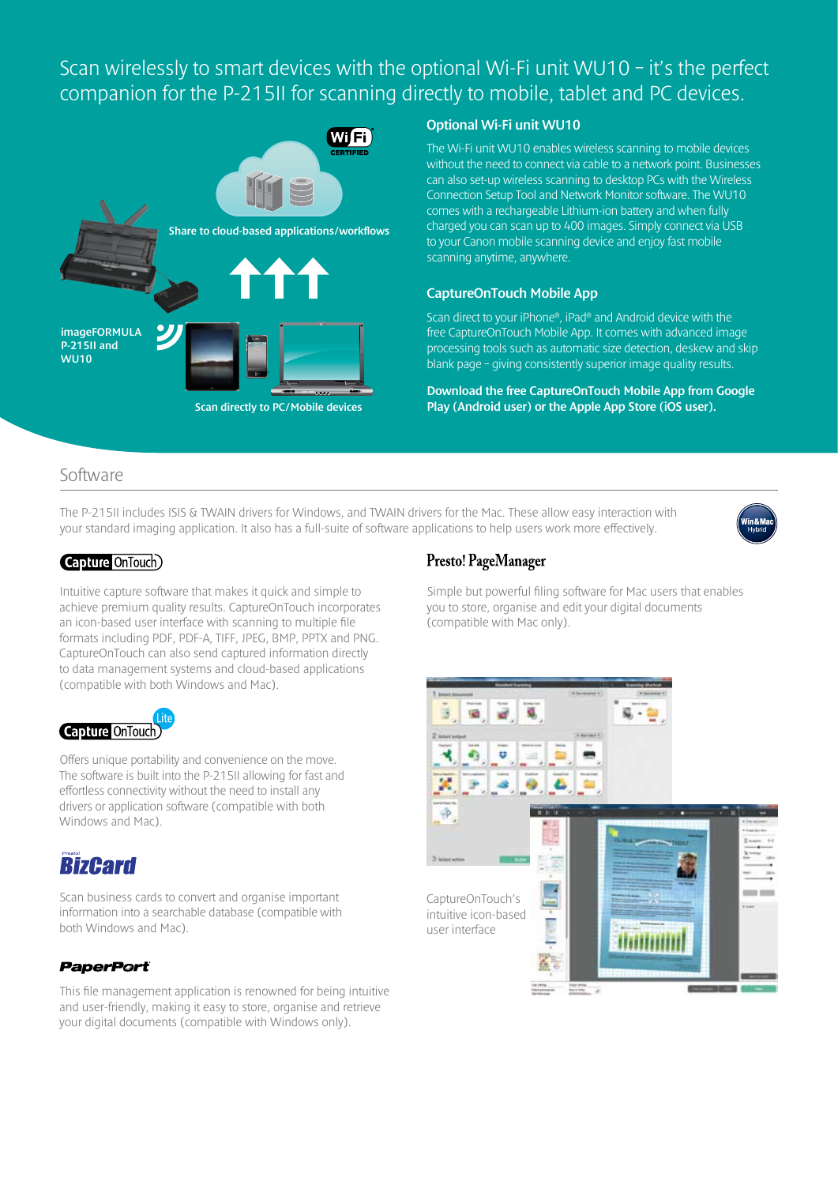# Scan wirelessly to smart devices with the optional Wi-Fi unit WU10 – it's the perfect companion for the P-215II for scanning directly to mobile, tablet and PC devices.

Share to cloud-based applications/workflows

imageFORMULA P-215II and WU10

Scan directly to PC/Mobile devices

### Optional Wi-Fi unit WU10

The Wi-Fi unit WU10 enables wireless scanning to mobile devices without the need to connect via cable to a network point. Businesses can also set-up wireless scanning to desktop PCs with the Wireless Connection Setup Tool and Network Monitor software. The WU10 comes with a rechargeable Lithium-ion battery and when fully charged you can scan up to 400 images. Simply connect via USB to your Canon mobile scanning device and enjoy fast mobile scanning anytime, anywhere.

### CaptureOnTouch Mobile App

Scan direct to your iPhone®, iPad® and Android device with the free CaptureOnTouch Mobile App. It comes with advanced image processing tools such as automatic size detection, deskew and skip blank page – giving consistently superior image quality results.

**Download the free CaptureOnTouch Mobile App from Google Play (Android user) or the Apple App Store (iOS user).**

## Software

The P-215II includes ISIS & TWAIN drivers for Windows, and TWAIN drivers for the Mac. These allow easy interaction with your standard imaging application. It also has a full-suite of software applications to help users work more effectively.

Win&Mac Hybrid

### Capture OnTouch

Intuitive capture software that makes it quick and simple to achieve premium quality results. CaptureOnTouch incorporates an icon-based user interface with scanning to multiple file formats including PDF, PDF-A, TIFF, JPEG, BMP, PPTX and PNG. CaptureOnTouch can also send captured information directly to data management systems and cloud-based applications (compatible with both Windows and Mac).

### Capture OnTouch Lite

Offers unique portability and convenience on the move. The software is built into the P-215II allowing for fast and effortless connectivity without the need to install any drivers or application software (compatible with both Windows and Mac).

### Presto! BizCard

Scan business cards to convert and organise important information into a searchable database (compatible with both Windows and Mac).

### PaperPort

This file management application is renowned for being intuitive and user-friendly, making it easy to store, organise and retrieve your digital documents (compatible with Windows only).

### Presto! PageManager

Simple but powerful filing software for Mac users that enables you to store, organise and edit your digital documents (compatible with Mac only).

CaptureOnTouch's intuitive icon-based user interface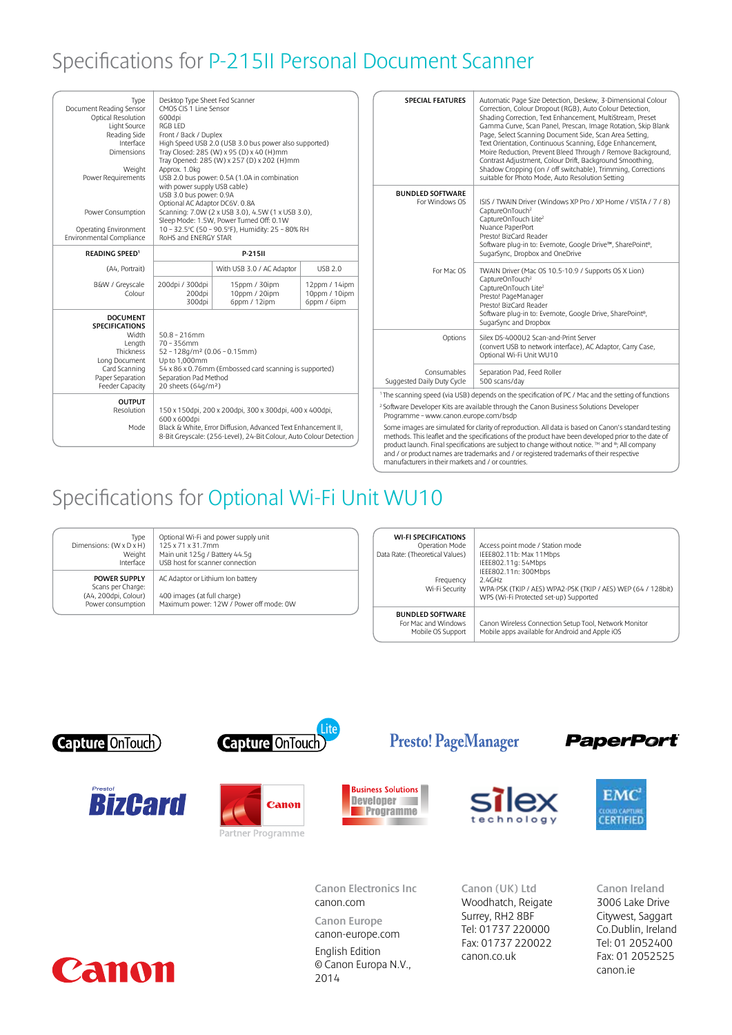# Specifications for P-215II Personal Document Scanner

| | |
|---|---|
| Type | Desktop Type Sheet Fed Scanner |
| Document Reading Sensor | CMOS CIS 1 Line Sensor |
| Optical Resolution | 600dpi |
| Light Source | RGB LED |
| Reading Side | Front / Back / Duplex |
| Interface | High Speed USB 2.0 (USB 3.0 bus power also supported) |
| Dimensions | Tray Closed: 285 (W) x 95 (D) x 40 (H)mm<br>Tray Opened: 285 (W) x 257 (D) x 202 (H)mm |
| Weight | Approx. 1.0kg |
| Power Requirements | USB 2.0 bus power: 0.5A (1.0A in combination with power supply USB cable)<br>USB 3.0 bus power: 0.9A<br>Optional AC Adaptor DC6V. 0.8A |
| Power Consumption | Scanning: 7.0W (2 x USB 3.0), 4.5W (1 x USB 3.0),<br>Sleep Mode: 1.5W, Power Turned Off: 0.1W |
| Operating Environment | 10 – 32.5°C (50 – 90.5°F), Humidity: 25 – 80% RH |
| Environmental Compliance | RoHS and ENERGY STAR |

| **READING SPEED**[1] | **P-215II** | | |
|---|---|---|---|
| (A4, Portrait) | | With USB 3.0 / AC Adaptor | USB 2.0 |
| B&W / Greyscale | 200dpi / 300dpi | 15ppm / 30ipm | 12ppm / 14ipm |
| Colour | 200dpi | 10ppm / 20ipm | 10ppm / 10ipm |
| | 300dpi | 6ppm / 12ipm | 6ppm / 6ipm |

| **DOCUMENT SPECIFICATIONS** | |
|---|---|
| Width | 50.8 – 216mm |
| Length | 70 – 356mm |
| Thickness | 52 – 128g/m² (0.06 – 0.15mm) |
| Long Document | Up to 1,000mm |
| Card Scanning | 54 x 86 x 0.76mm (Embossed card scanning is supported) |
| Paper Separation | Separation Pad Method |
| Feeder Capacity | 20 sheets (64g/m²) |

| **OUTPUT** | |
|---|---|
| Resolution | 150 x 150dpi, 200 x 200dpi, 300 x 300dpi, 400 x 400dpi, 600 x 600dpi |
| Mode | Black & White, Error Diffusion, Advanced Text Enhancement II, 8-Bit Greyscale: (256-Level), 24-Bit Colour, Auto Colour Detection |

| | |
|---|---|
| **SPECIAL FEATURES** | Automatic Page Size Detection, Deskew, 3-Dimensional Colour Correction, Colour Dropout (RGB), Auto Colour Detection, Shading Correction, Text Enhancement, MultiStream, Preset Gamma Curve, Scan Panel, Prescan, Image Rotation, Skip Blank Page, Select Scanning Document Side, Scan Area Setting, Text Orientation, Continuous Scanning, Edge Enhancement, Moire Reduction, Prevent Bleed Through / Remove Background, Contrast Adjustment, Colour Drift, Background Smoothing, Shadow Cropping (on / off switchable), Trimming, Corrections suitable for Photo Mode, Auto Resolution Setting |
| **BUNDLED SOFTWARE**<br>For Windows OS | ISIS / TWAIN Driver (Windows XP Pro / XP Home / VISTA / 7 / 8)<br>CaptureOnTouch[2]<br>CaptureOnTouch Lite[2]<br>Nuance PaperPort<br>Presto! BizCard Reader<br>Software plug-in to: Evernote, Google Drive™, SharePoint®, SugarSync, Dropbox and OneDrive |
| For Mac OS | TWAIN Driver (Mac OS 10.5-10.9 / Supports OS X Lion)<br>CaptureOnTouch[2]<br>CaptureOnTouch Lite[2]<br>Presto! PageManager<br>Presto! BizCard Reader<br>Software plug-in to: Evernote, Google Drive, SharePoint®, SugarSync and Dropbox |
| Options | Silex DS-4000U2 Scan-and-Print Server (convert USB to network interface), AC Adaptor, Carry Case, Optional Wi-Fi Unit WU10 |
| Consumables | Separation Pad, Feed Roller |
| Suggested Daily Duty Cycle | 500 scans/day |

[1] The scanning speed (via USB) depends on the specification of PC / Mac and the setting of functions

[2] Software Developer Kits are available through the Canon Business Solutions Developer Programme – www.canon.europe.com/bsdp

Some images are simulated for clarity of reproduction. All data is based on Canon's standard testing methods. This leaflet and the specifications of the product have been developed prior to the date of product launch. Final specifications are subject to change without notice. ™ and ®: All company and / or product names are trademarks and / or registered trademarks of their respective manufacturers in their markets and / or countries.

# Specifications for Optional Wi-Fi Unit WU10

| | |
|---|---|
| Type | Optional Wi-Fi and power supply unit |
| Dimensions: (W x D x H) | 125 x 71 x 31.7mm |
| Weight | Main unit 125g / Battery 44.5g |
| Interface | USB host for scanner connection |
| **POWER SUPPLY** | AC Adaptor or Lithium Ion battery |
| Scans per Charge: (A4, 200dpi, Colour) | 400 images (at full charge) |
| Power consumption | Maximum power: 12W / Power off mode: 0W |

| | |
|---|---|
| **WI-FI SPECIFICATIONS** | |
| Operation Mode | Access point mode / Station mode |
| Data Rate: (Theoretical Values) | IEEE802.11b: Max 11Mbps<br>IEEE802.11g: 54Mbps<br>IEEE802.11n: 300Mbps |
| Frequency | 2.4GHz |
| Wi-Fi Security | WPA-PSK (TKIP / AES) WPA2-PSK (TKIP / AES) WEP (64 / 128bit)<br>WPS (Wi-Fi Protected set-up) Supported |
| **BUNDLED SOFTWARE**<br>For Mac and Windows | Canon Wireless Connection Setup Tool, Network Monitor |
| Mobile OS Support | Mobile apps available for Android and Apple iOS |

Canon Electronics Inc
canon.com

Canon Europe
canon-europe.com

English Edition
© Canon Europa N.V., 2014

Canon (UK) Ltd
Woodhatch, Reigate
Surrey, RH2 8BF
Tel: 01737 220000
Fax: 01737 220022
canon.co.uk

Canon Ireland
3006 Lake Drive
Citywest, Saggart
Co.Dublin, Ireland
Tel: 01 2052400
Fax: 01 2052525
canon.ie